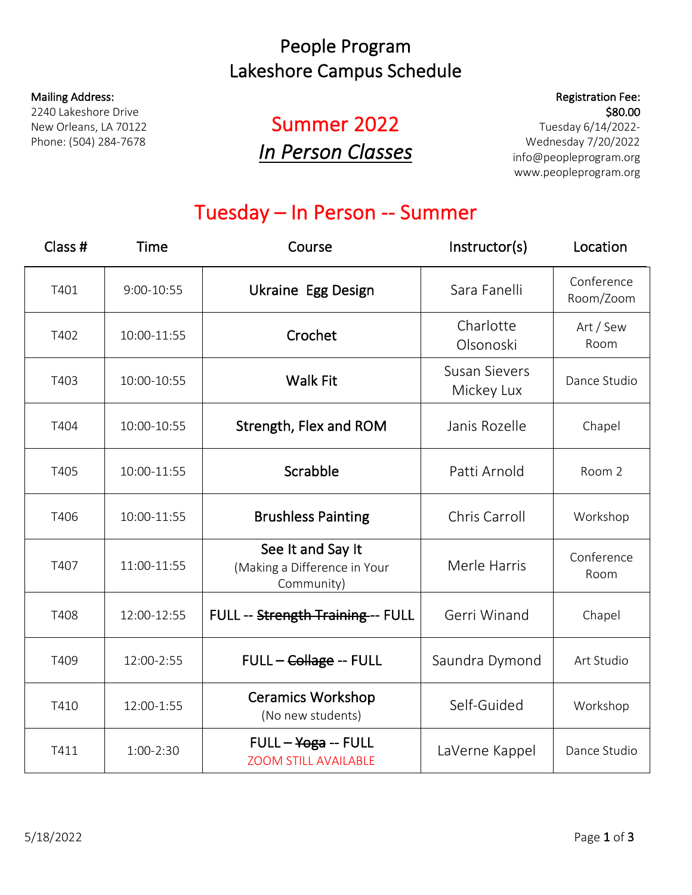# People Program
## Lakeshore Campus Schedule

**Mailing Address:**
2240 Lakeshore Drive
New Orleans, LA 70122
Phone: (504) 284-7678

## Summer 2022
## *In Person Classes*

**Registration Fee:**
**$80.00**
Tuesday 6/14/2022-
Wednesday 7/20/2022
info@peopleprogram.org
www.peopleprogram.org

## Tuesday – In Person -- Summer

| Class # | Time | Course | Instructor(s) | Location |
|---|---|---|---|---|
| T401 | 9:00-10:55 | Ukraine Egg Design | Sara Fanelli | Conference Room/Zoom |
| T402 | 10:00-11:55 | Crochet | Charlotte Olsonoski | Art / Sew Room |
| T403 | 10:00-10:55 | Walk Fit | Susan Sievers Mickey Lux | Dance Studio |
| T404 | 10:00-10:55 | Strength, Flex and ROM | Janis Rozelle | Chapel |
| T405 | 10:00-11:55 | Scrabble | Patti Arnold | Room 2 |
| T406 | 10:00-11:55 | Brushless Painting | Chris Carroll | Workshop |
| T407 | 11:00-11:55 | See It and Say It (Making a Difference in Your Community) | Merle Harris | Conference Room |
| T408 | 12:00-12:55 | FULL -- ~~Strength Training~~ -- FULL | Gerri Winand | Chapel |
| T409 | 12:00-2:55 | FULL – ~~Collage~~ -- FULL | Saundra Dymond | Art Studio |
| T410 | 12:00-1:55 | Ceramics Workshop (No new students) | Self-Guided | Workshop |
| T411 | 1:00-2:30 | FULL – ~~Yoga~~ -- FULL ZOOM STILL AVAILABLE | LaVerne Kappel | Dance Studio |

5/18/2022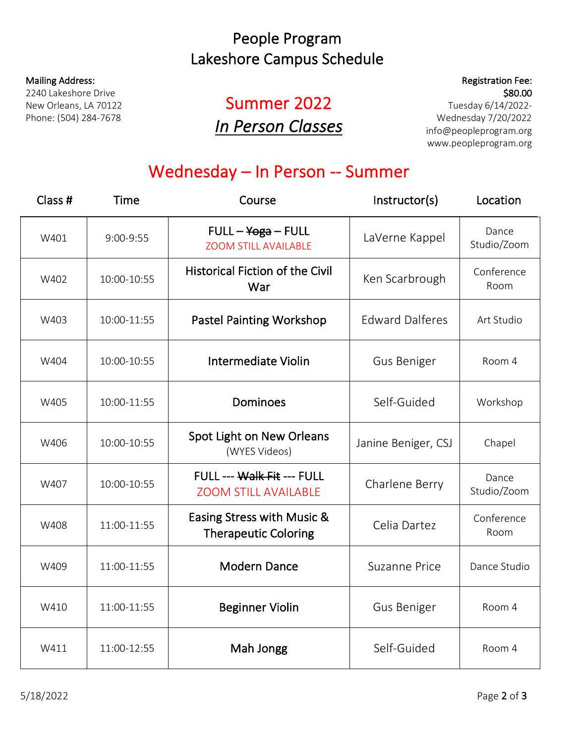# People Program
# Lakeshore Campus Schedule

**Mailing Address:**
2240 Lakeshore Drive
New Orleans, LA 70122
Phone: (504) 284-7678

## Summer 2022
## *In Person Classes*

**Registration Fee:**
**$80.00**
Tuesday 6/14/2022-
Wednesday 7/20/2022
info@peopleprogram.org
www.peopleprogram.org

## Wednesday – In Person -- Summer

| Class # | Time | Course | Instructor(s) | Location |
|---|---|---|---|---|
| W401 | 9:00-9:55 | FULL – ~~Yoga~~ – FULL<br>ZOOM STILL AVAILABLE | LaVerne Kappel | Dance Studio/Zoom |
| W402 | 10:00-10:55 | Historical Fiction of the Civil War | Ken Scarbrough | Conference Room |
| W403 | 10:00-11:55 | Pastel Painting Workshop | Edward Dalferes | Art Studio |
| W404 | 10:00-10:55 | Intermediate Violin | Gus Beniger | Room 4 |
| W405 | 10:00-11:55 | Dominoes | Self-Guided | Workshop |
| W406 | 10:00-10:55 | Spot Light on New Orleans<br>(WYES Videos) | Janine Beniger, CSJ | Chapel |
| W407 | 10:00-10:55 | FULL --- ~~Walk Fit~~ --- FULL<br>ZOOM STILL AVAILABLE | Charlene Berry | Dance Studio/Zoom |
| W408 | 11:00-11:55 | Easing Stress with Music & Therapeutic Coloring | Celia Dartez | Conference Room |
| W409 | 11:00-11:55 | Modern Dance | Suzanne Price | Dance Studio |
| W410 | 11:00-11:55 | Beginner Violin | Gus Beniger | Room 4 |
| W411 | 11:00-12:55 | Mah Jongg | Self-Guided | Room 4 |

5/18/2022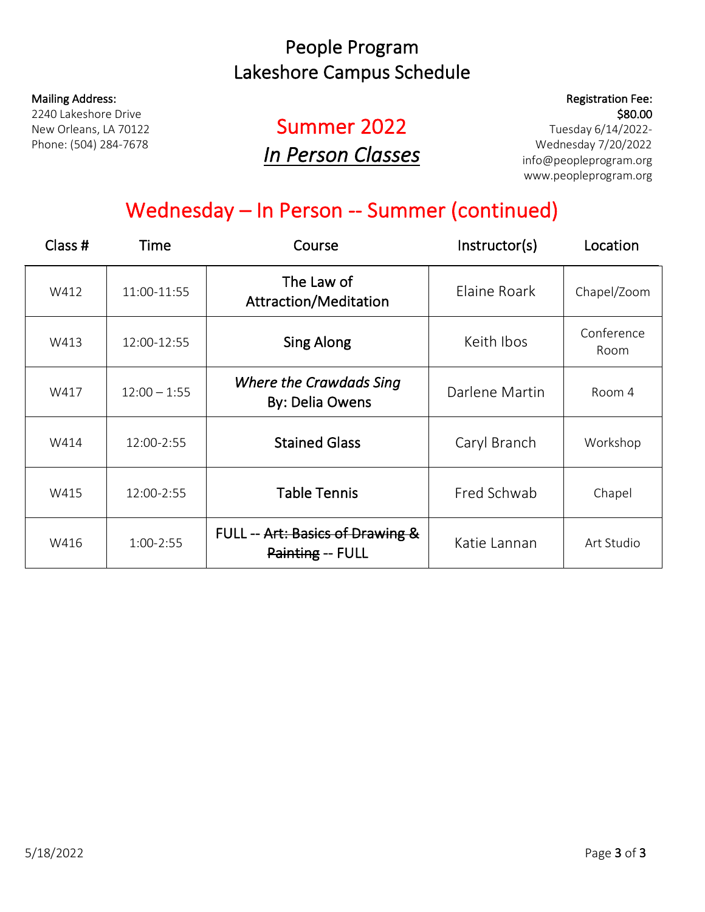# People Program
# Lakeshore Campus Schedule

**Mailing Address:**
2240 Lakeshore Drive
New Orleans, LA 70122
Phone: (504) 284-7678

## Summer 2022
## *In Person Classes*

**Registration Fee:**
**$80.00**
Tuesday 6/14/2022-
Wednesday 7/20/2022
info@peopleprogram.org
www.peopleprogram.org

## Wednesday – In Person -- Summer (continued)

| Class # | Time | Course | Instructor(s) | Location |
|---|---|---|---|---|
| W412 | 11:00-11:55 | The Law of Attraction/Meditation | Elaine Roark | Chapel/Zoom |
| W413 | 12:00-12:55 | Sing Along | Keith Ibos | Conference Room |
| W417 | 12:00 – 1:55 | *Where the Crawdads Sing* By: Delia Owens | Darlene Martin | Room 4 |
| W414 | 12:00-2:55 | Stained Glass | Caryl Branch | Workshop |
| W415 | 12:00-2:55 | Table Tennis | Fred Schwab | Chapel |
| W416 | 1:00-2:55 | FULL -- ~~Art: Basics of Drawing & Painting~~ -- FULL | Katie Lannan | Art Studio |

5/18/2022